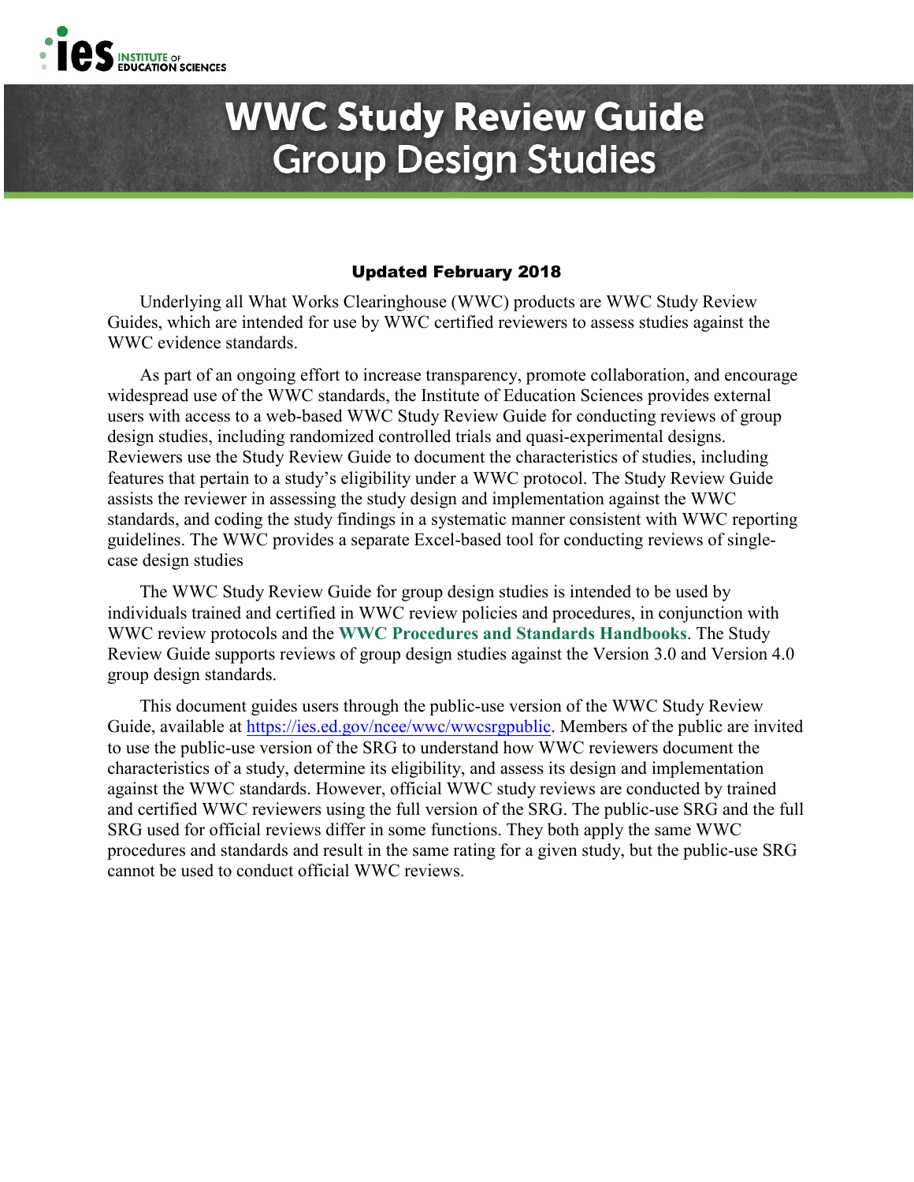# WWC Study Review Guide
## Group Design Studies

**Updated February 2018**

Underlying all What Works Clearinghouse (WWC) products are WWC Study Review Guides, which are intended for use by WWC certified reviewers to assess studies against the WWC evidence standards.

As part of an ongoing effort to increase transparency, promote collaboration, and encourage widespread use of the WWC standards, the Institute of Education Sciences provides external users with access to a web-based WWC Study Review Guide for conducting reviews of group design studies, including randomized controlled trials and quasi-experimental designs. Reviewers use the Study Review Guide to document the characteristics of studies, including features that pertain to a study's eligibility under a WWC protocol. The Study Review Guide assists the reviewer in assessing the study design and implementation against the WWC standards, and coding the study findings in a systematic manner consistent with WWC reporting guidelines. The WWC provides a separate Excel-based tool for conducting reviews of single-case design studies

The WWC Study Review Guide for group design studies is intended to be used by individuals trained and certified in WWC review policies and procedures, in conjunction with WWC review protocols and the **WWC Procedures and Standards Handbooks**. The Study Review Guide supports reviews of group design studies against the Version 3.0 and Version 4.0 group design standards.

This document guides users through the public-use version of the WWC Study Review Guide, available at https://ies.ed.gov/ncee/wwc/wwcsrgpublic. Members of the public are invited to use the public-use version of the SRG to understand how WWC reviewers document the characteristics of a study, determine its eligibility, and assess its design and implementation against the WWC standards. However, official WWC study reviews are conducted by trained and certified WWC reviewers using the full version of the SRG. The public-use SRG and the full SRG used for official reviews differ in some functions. They both apply the same WWC procedures and standards and result in the same rating for a given study, but the public-use SRG cannot be used to conduct official WWC reviews.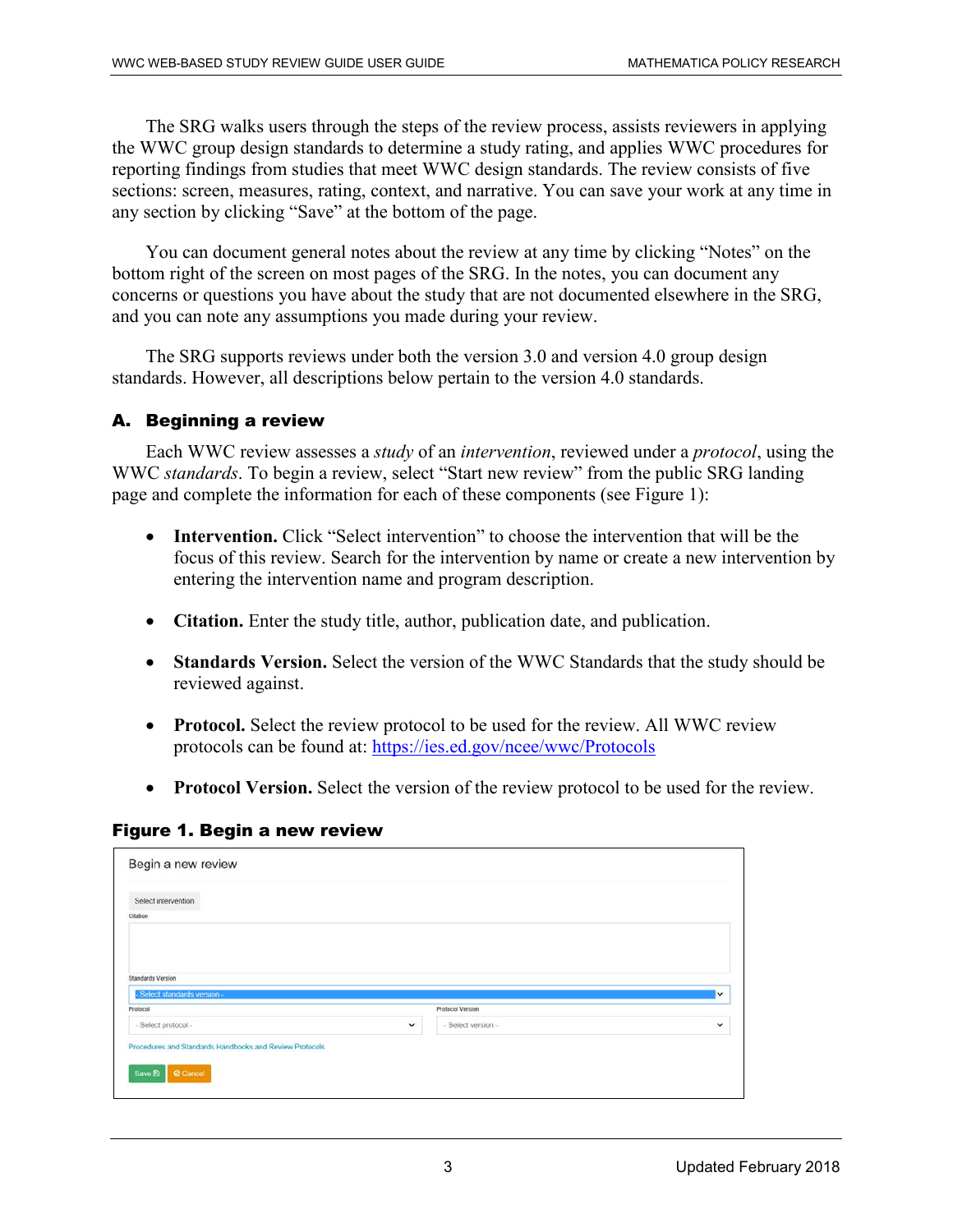The SRG walks users through the steps of the review process, assists reviewers in applying the WWC group design standards to determine a study rating, and applies WWC procedures for reporting findings from studies that meet WWC design standards. The review consists of five sections: screen, measures, rating, context, and narrative. You can save your work at any time in any section by clicking "Save" at the bottom of the page.

You can document general notes about the review at any time by clicking "Notes" on the bottom right of the screen on most pages of the SRG. In the notes, you can document any concerns or questions you have about the study that are not documented elsewhere in the SRG, and you can note any assumptions you made during your review.

The SRG supports reviews under both the version 3.0 and version 4.0 group design standards. However, all descriptions below pertain to the version 4.0 standards.

## A. Beginning a review

Each WWC review assesses a *study* of an *intervention*, reviewed under a *protocol*, using the WWC *standards*. To begin a review, select "Start new review" from the public SRG landing page and complete the information for each of these components (see Figure 1):

- **Intervention.** Click "Select intervention" to choose the intervention that will be the focus of this review. Search for the intervention by name or create a new intervention by entering the intervention name and program description.
- **Citation.** Enter the study title, author, publication date, and publication.
- **Standards Version.** Select the version of the WWC Standards that the study should be reviewed against.
- **Protocol.** Select the review protocol to be used for the review. All WWC review protocols can be found at: https://ies.ed.gov/ncee/wwc/Protocols
- **Protocol Version.** Select the version of the review protocol to be used for the review.

**Figure 1. Begin a new review**

Begin a new review

Select intervention

Citation

Standards Version

- Select standards version -

Protocol

- Select protocol -

Protocol Version

- Select version -

Procedures and Standards Handbooks and Review Protocols

Save | Cancel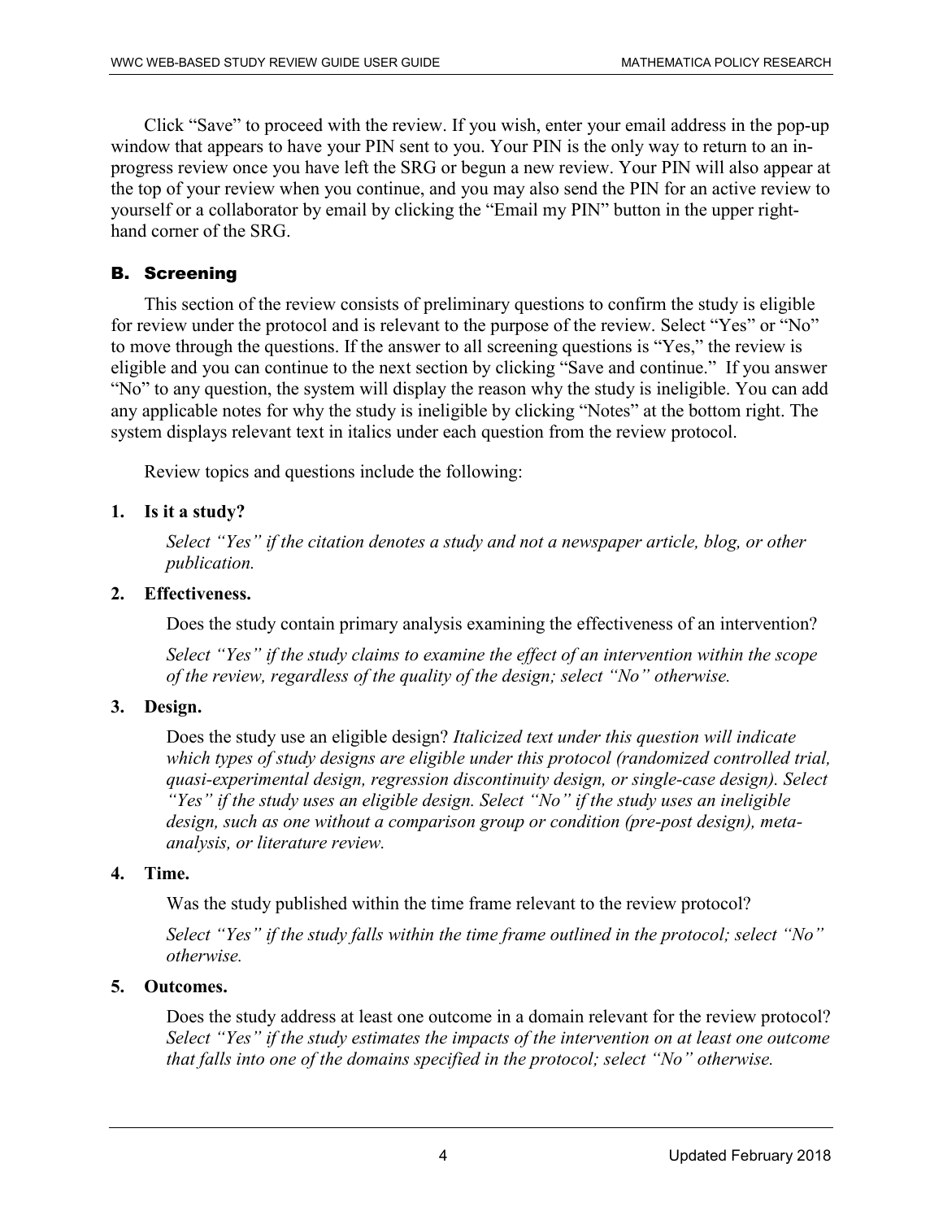Click “Save” to proceed with the review. If you wish, enter your email address in the pop-up window that appears to have your PIN sent to you. Your PIN is the only way to return to an in-progress review once you have left the SRG or begun a new review. Your PIN will also appear at the top of your review when you continue, and you may also send the PIN for an active review to yourself or a collaborator by email by clicking the “Email my PIN” button in the upper right-hand corner of the SRG.

## B. Screening

This section of the review consists of preliminary questions to confirm the study is eligible for review under the protocol and is relevant to the purpose of the review. Select “Yes” or “No” to move through the questions. If the answer to all screening questions is “Yes,” the review is eligible and you can continue to the next section by clicking “Save and continue.” If you answer “No” to any question, the system will display the reason why the study is ineligible. You can add any applicable notes for why the study is ineligible by clicking “Notes” at the bottom right. The system displays relevant text in italics under each question from the review protocol.

Review topics and questions include the following:

**1. Is it a study?**

*Select “Yes” if the citation denotes a study and not a newspaper article, blog, or other publication.*

**2. Effectiveness.**

Does the study contain primary analysis examining the effectiveness of an intervention?

*Select “Yes” if the study claims to examine the effect of an intervention within the scope of the review, regardless of the quality of the design; select “No” otherwise.*

**3. Design.**

Does the study use an eligible design? *Italicized text under this question will indicate which types of study designs are eligible under this protocol (randomized controlled trial, quasi-experimental design, regression discontinuity design, or single-case design). Select “Yes” if the study uses an eligible design. Select “No” if the study uses an ineligible design, such as one without a comparison group or condition (pre-post design), meta-analysis, or literature review.*

**4. Time.**

Was the study published within the time frame relevant to the review protocol?

*Select “Yes” if the study falls within the time frame outlined in the protocol; select “No” otherwise.*

**5. Outcomes.**

Does the study address at least one outcome in a domain relevant for the review protocol? *Select “Yes” if the study estimates the impacts of the intervention on at least one outcome that falls into one of the domains specified in the protocol; select “No” otherwise.*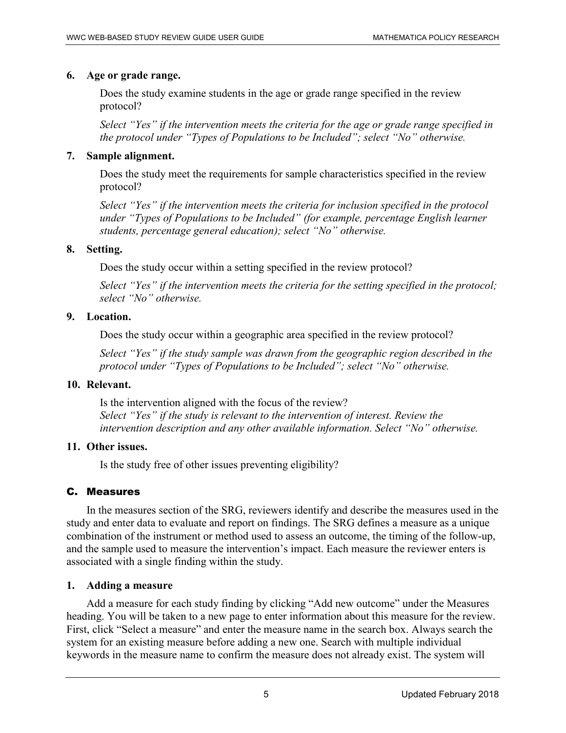**6. Age or grade range.**

Does the study examine students in the age or grade range specified in the review protocol?

*Select "Yes" if the intervention meets the criteria for the age or grade range specified in the protocol under "Types of Populations to be Included"; select "No" otherwise.*

**7. Sample alignment.**

Does the study meet the requirements for sample characteristics specified in the review protocol?

*Select "Yes" if the intervention meets the criteria for inclusion specified in the protocol under "Types of Populations to be Included" (for example, percentage English learner students, percentage general education); select "No" otherwise.*

**8. Setting.**

Does the study occur within a setting specified in the review protocol?

*Select "Yes" if the intervention meets the criteria for the setting specified in the protocol; select "No" otherwise.*

**9. Location.**

Does the study occur within a geographic area specified in the review protocol?

*Select "Yes" if the study sample was drawn from the geographic region described in the protocol under "Types of Populations to be Included"; select "No" otherwise.*

**10. Relevant.**

Is the intervention aligned with the focus of the review?
*Select "Yes" if the study is relevant to the intervention of interest. Review the intervention description and any other available information. Select "No" otherwise.*

**11. Other issues.**

Is the study free of other issues preventing eligibility?

## C. Measures

In the measures section of the SRG, reviewers identify and describe the measures used in the study and enter data to evaluate and report on findings. The SRG defines a measure as a unique combination of the instrument or method used to assess an outcome, the timing of the follow-up, and the sample used to measure the intervention's impact. Each measure the reviewer enters is associated with a single finding within the study.

**1. Adding a measure**

Add a measure for each study finding by clicking "Add new outcome" under the Measures heading. You will be taken to a new page to enter information about this measure for the review. First, click "Select a measure" and enter the measure name in the search box. Always search the system for an existing measure before adding a new one. Search with multiple individual keywords in the measure name to confirm the measure does not already exist. The system will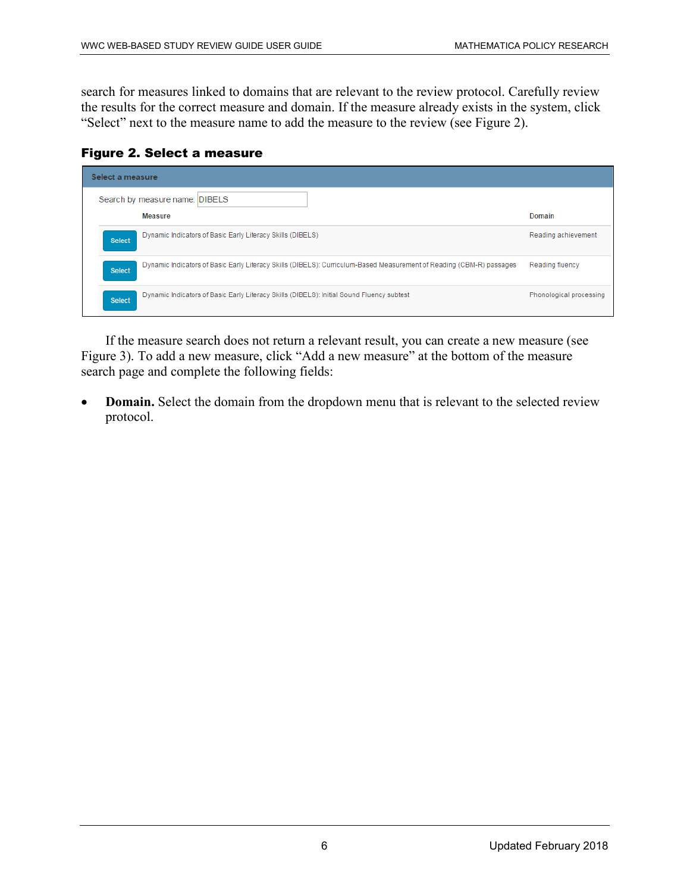search for measures linked to domains that are relevant to the review protocol. Carefully review the results for the correct measure and domain. If the measure already exists in the system, click "Select" next to the measure name to add the measure to the review (see Figure 2).

**Figure 2. Select a measure**

Select a measure

Search by measure name: DIBELS

| | Measure | Domain |
|---|---|---|
| Select | Dynamic Indicators of Basic Early Literacy Skills (DIBELS) | Reading achievement |
| Select | Dynamic Indicators of Basic Early Literacy Skills (DIBELS): Curriculum-Based Measurement of Reading (CBM-R) passages | Reading fluency |
| Select | Dynamic Indicators of Basic Early Literacy Skills (DIBELS): Initial Sound Fluency subtest | Phonological processing |

If the measure search does not return a relevant result, you can create a new measure (see Figure 3). To add a new measure, click "Add a new measure" at the bottom of the measure search page and complete the following fields:

- **Domain.** Select the domain from the dropdown menu that is relevant to the selected review protocol.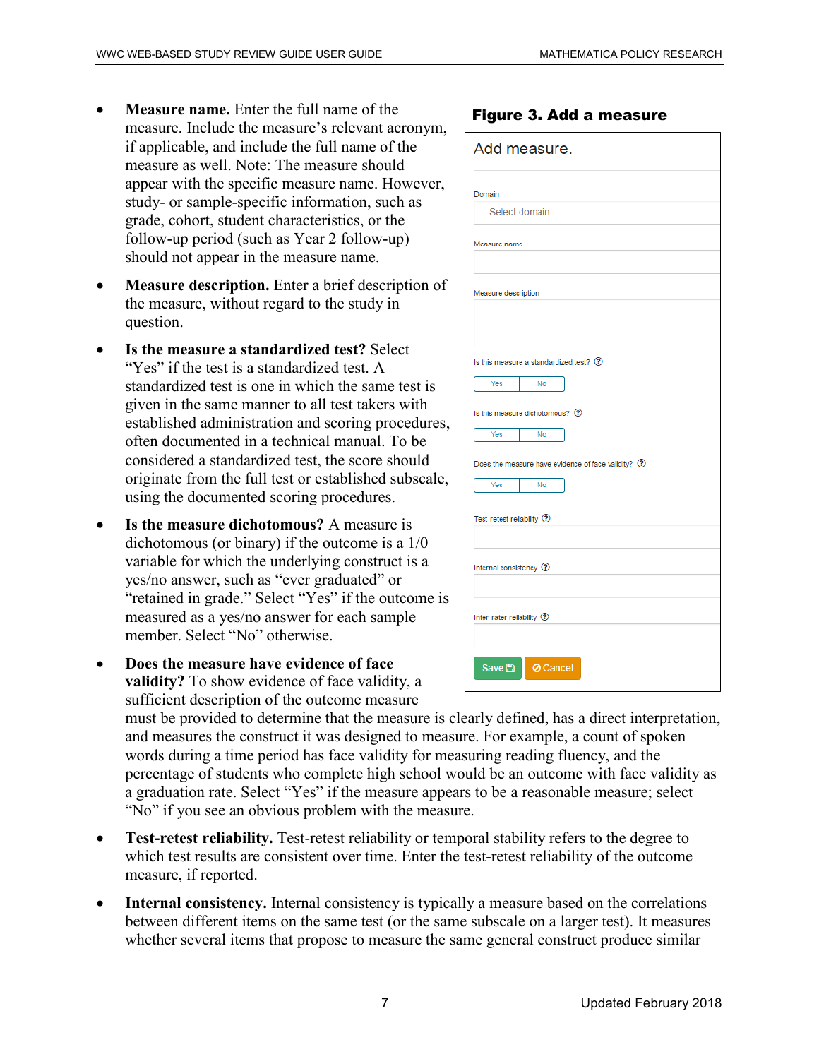- **Measure name.** Enter the full name of the measure. Include the measure's relevant acronym, if applicable, and include the full name of the measure as well. Note: The measure should appear with the specific measure name. However, study- or sample-specific information, such as grade, cohort, student characteristics, or the follow-up period (such as Year 2 follow-up) should not appear in the measure name.

- **Measure description.** Enter a brief description of the measure, without regard to the study in question.

- **Is the measure a standardized test?** Select "Yes" if the test is a standardized test. A standardized test is one in which the same test is given in the same manner to all test takers with established administration and scoring procedures, often documented in a technical manual. To be considered a standardized test, the score should originate from the full test or established subscale, using the documented scoring procedures.

- **Is the measure dichotomous?** A measure is dichotomous (or binary) if the outcome is a 1/0 variable for which the underlying construct is a yes/no answer, such as "ever graduated" or "retained in grade." Select "Yes" if the outcome is measured as a yes/no answer for each sample member. Select "No" otherwise.

- **Does the measure have evidence of face validity?** To show evidence of face validity, a sufficient description of the outcome measure must be provided to determine that the measure is clearly defined, has a direct interpretation, and measures the construct it was designed to measure. For example, a count of spoken words during a time period has face validity for measuring reading fluency, and the percentage of students who complete high school would be an outcome with face validity as a graduation rate. Select "Yes" if the measure appears to be a reasonable measure; select "No" if you see an obvious problem with the measure.

- **Test-retest reliability.** Test-retest reliability or temporal stability refers to the degree to which test results are consistent over time. Enter the test-retest reliability of the outcome measure, if reported.

- **Internal consistency.** Internal consistency is typically a measure based on the correlations between different items on the same test (or the same subscale on a larger test). It measures whether several items that propose to measure the same general construct produce similar

**Figure 3. Add a measure**

Add measure.

Domain
- Select domain -

Measure name

Measure description

Is this measure a standardized test? ⓘ
Yes | No

Is this measure dichotomous? ⓘ
Yes | No

Does the measure have evidence of face validity? ⓘ
Yes | No

Test-retest reliability ⓘ

Internal consistency ⓘ

Inter-rater reliability ⓘ

Save | Cancel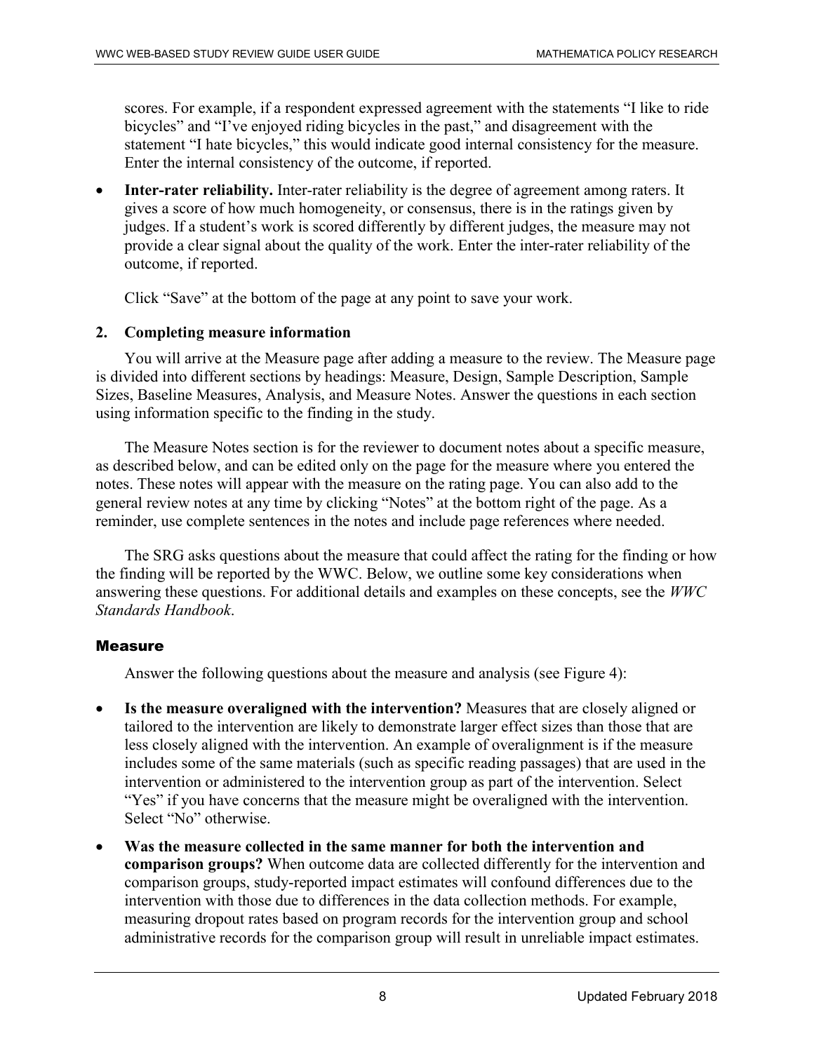scores. For example, if a respondent expressed agreement with the statements "I like to ride bicycles" and "I've enjoyed riding bicycles in the past," and disagreement with the statement "I hate bicycles," this would indicate good internal consistency for the measure. Enter the internal consistency of the outcome, if reported.

- **Inter-rater reliability.** Inter-rater reliability is the degree of agreement among raters. It gives a score of how much homogeneity, or consensus, there is in the ratings given by judges. If a student's work is scored differently by different judges, the measure may not provide a clear signal about the quality of the work. Enter the inter-rater reliability of the outcome, if reported.

  Click "Save" at the bottom of the page at any point to save your work.

### 2. Completing measure information

You will arrive at the Measure page after adding a measure to the review. The Measure page is divided into different sections by headings: Measure, Design, Sample Description, Sample Sizes, Baseline Measures, Analysis, and Measure Notes. Answer the questions in each section using information specific to the finding in the study.

The Measure Notes section is for the reviewer to document notes about a specific measure, as described below, and can be edited only on the page for the measure where you entered the notes. These notes will appear with the measure on the rating page. You can also add to the general review notes at any time by clicking "Notes" at the bottom right of the page. As a reminder, use complete sentences in the notes and include page references where needed.

The SRG asks questions about the measure that could affect the rating for the finding or how the finding will be reported by the WWC. Below, we outline some key considerations when answering these questions. For additional details and examples on these concepts, see the *WWC Standards Handbook*.

#### Measure

Answer the following questions about the measure and analysis (see Figure 4):

- **Is the measure overaligned with the intervention?** Measures that are closely aligned or tailored to the intervention are likely to demonstrate larger effect sizes than those that are less closely aligned with the intervention. An example of overalignment is if the measure includes some of the same materials (such as specific reading passages) that are used in the intervention or administered to the intervention group as part of the intervention. Select "Yes" if you have concerns that the measure might be overaligned with the intervention. Select "No" otherwise.
- **Was the measure collected in the same manner for both the intervention and comparison groups?** When outcome data are collected differently for the intervention and comparison groups, study-reported impact estimates will confound differences due to the intervention with those due to differences in the data collection methods. For example, measuring dropout rates based on program records for the intervention group and school administrative records for the comparison group will result in unreliable impact estimates.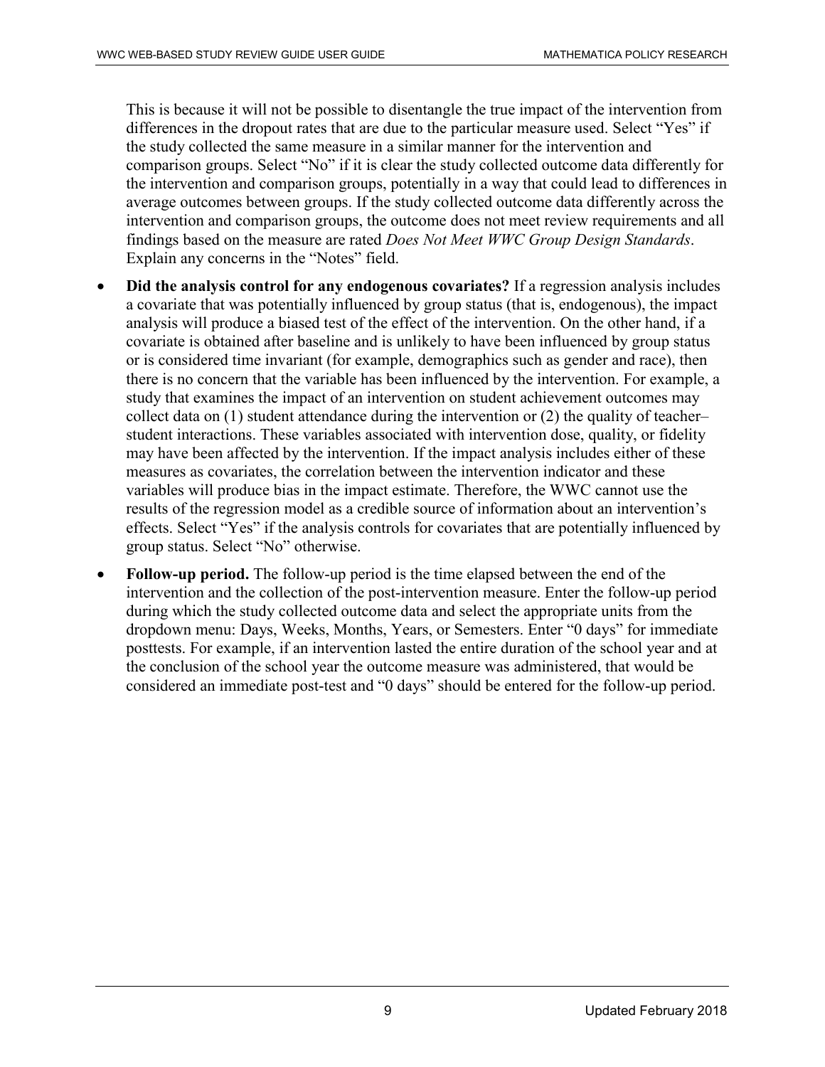This is because it will not be possible to disentangle the true impact of the intervention from differences in the dropout rates that are due to the particular measure used. Select "Yes" if the study collected the same measure in a similar manner for the intervention and comparison groups. Select "No" if it is clear the study collected outcome data differently for the intervention and comparison groups, potentially in a way that could lead to differences in average outcomes between groups. If the study collected outcome data differently across the intervention and comparison groups, the outcome does not meet review requirements and all findings based on the measure are rated *Does Not Meet WWC Group Design Standards*. Explain any concerns in the "Notes" field.

- **Did the analysis control for any endogenous covariates?** If a regression analysis includes a covariate that was potentially influenced by group status (that is, endogenous), the impact analysis will produce a biased test of the effect of the intervention. On the other hand, if a covariate is obtained after baseline and is unlikely to have been influenced by group status or is considered time invariant (for example, demographics such as gender and race), then there is no concern that the variable has been influenced by the intervention. For example, a study that examines the impact of an intervention on student achievement outcomes may collect data on (1) student attendance during the intervention or (2) the quality of teacher–student interactions. These variables associated with intervention dose, quality, or fidelity may have been affected by the intervention. If the impact analysis includes either of these measures as covariates, the correlation between the intervention indicator and these variables will produce bias in the impact estimate. Therefore, the WWC cannot use the results of the regression model as a credible source of information about an intervention's effects. Select "Yes" if the analysis controls for covariates that are potentially influenced by group status. Select "No" otherwise.

- **Follow-up period.** The follow-up period is the time elapsed between the end of the intervention and the collection of the post-intervention measure. Enter the follow-up period during which the study collected outcome data and select the appropriate units from the dropdown menu: Days, Weeks, Months, Years, or Semesters. Enter "0 days" for immediate posttests. For example, if an intervention lasted the entire duration of the school year and at the conclusion of the school year the outcome measure was administered, that would be considered an immediate post-test and "0 days" should be entered for the follow-up period.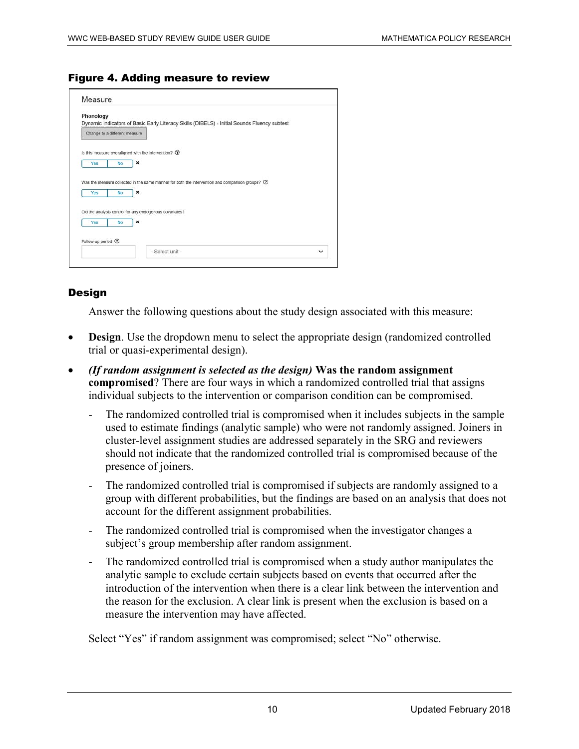**Figure 4. Adding measure to review**

Measure

Phonology
Dynamic Indicators of Basic Early Literacy Skills (DIBELS) - Initial Sounds Fluency subtest

Change to a different measure

Is this measure overaligned with the intervention?

Yes No

Was the measure collected in the same manner for both the intervention and comparison groups?

Yes No

Did the analysis control for any endogenous covariates?

Yes No

Follow-up period

- Select unit -

### Design

Answer the following questions about the study design associated with this measure:

- **Design**. Use the dropdown menu to select the appropriate design (randomized controlled trial or quasi-experimental design).
- ***(If random assignment is selected as the design)*** **Was the random assignment compromised**? There are four ways in which a randomized controlled trial that assigns individual subjects to the intervention or comparison condition can be compromised.
  - The randomized controlled trial is compromised when it includes subjects in the sample used to estimate findings (analytic sample) who were not randomly assigned. Joiners in cluster-level assignment studies are addressed separately in the SRG and reviewers should not indicate that the randomized controlled trial is compromised because of the presence of joiners.
  - The randomized controlled trial is compromised if subjects are randomly assigned to a group with different probabilities, but the findings are based on an analysis that does not account for the different assignment probabilities.
  - The randomized controlled trial is compromised when the investigator changes a subject's group membership after random assignment.
  - The randomized controlled trial is compromised when a study author manipulates the analytic sample to exclude certain subjects based on events that occurred after the introduction of the intervention when there is a clear link between the intervention and the reason for the exclusion. A clear link is present when the exclusion is based on a measure the intervention may have affected.

  Select "Yes" if random assignment was compromised; select "No" otherwise.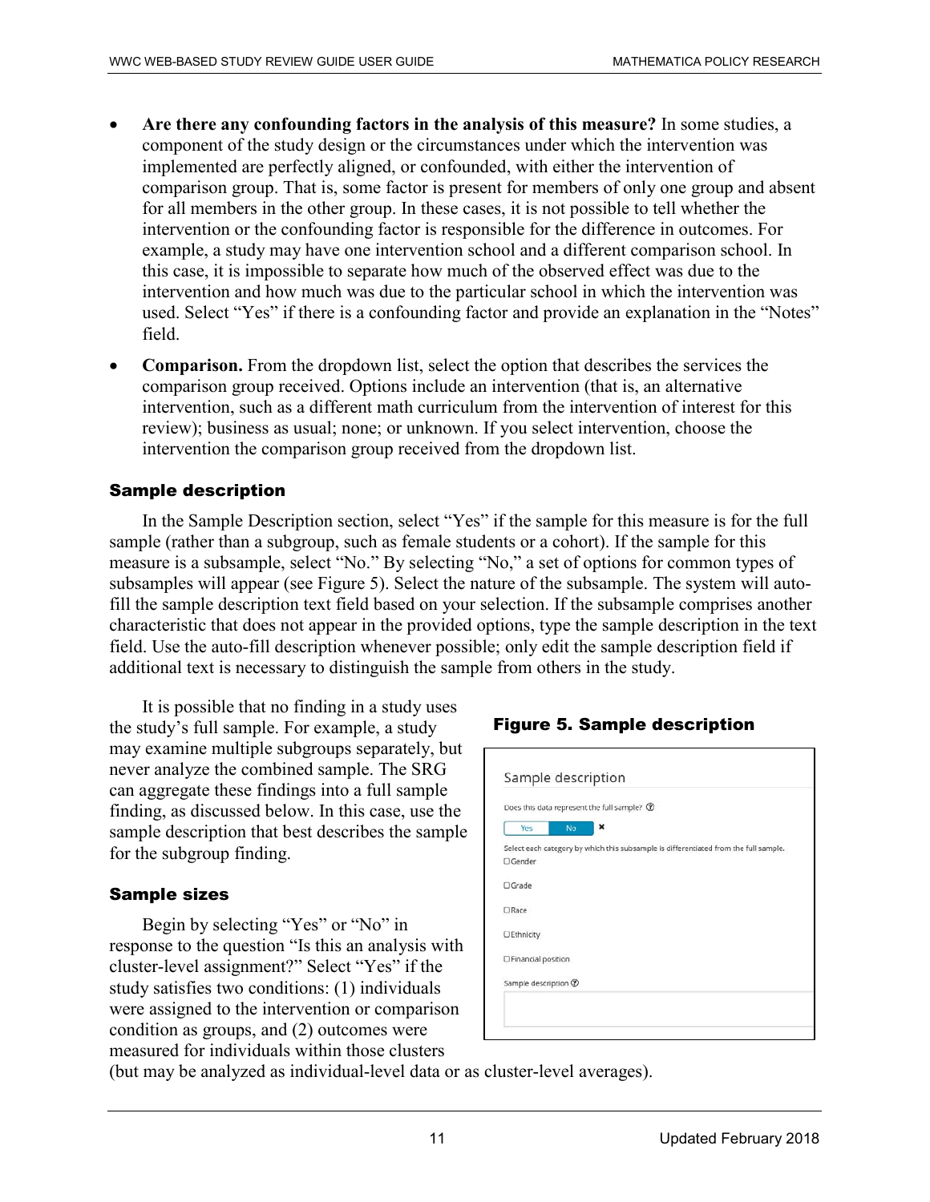- **Are there any confounding factors in the analysis of this measure?** In some studies, a component of the study design or the circumstances under which the intervention was implemented are perfectly aligned, or confounded, with either the intervention of comparison group. That is, some factor is present for members of only one group and absent for all members in the other group. In these cases, it is not possible to tell whether the intervention or the confounding factor is responsible for the difference in outcomes. For example, a study may have one intervention school and a different comparison school. In this case, it is impossible to separate how much of the observed effect was due to the intervention and how much was due to the particular school in which the intervention was used. Select "Yes" if there is a confounding factor and provide an explanation in the "Notes" field.
- **Comparison.** From the dropdown list, select the option that describes the services the comparison group received. Options include an intervention (that is, an alternative intervention, such as a different math curriculum from the intervention of interest for this review); business as usual; none; or unknown. If you select intervention, choose the intervention the comparison group received from the dropdown list.

### Sample description

In the Sample Description section, select "Yes" if the sample for this measure is for the full sample (rather than a subgroup, such as female students or a cohort). If the sample for this measure is a subsample, select "No." By selecting "No," a set of options for common types of subsamples will appear (see Figure 5). Select the nature of the subsample. The system will auto-fill the sample description text field based on your selection. If the subsample comprises another characteristic that does not appear in the provided options, type the sample description in the text field. Use the auto-fill description whenever possible; only edit the sample description field if additional text is necessary to distinguish the sample from others in the study.

It is possible that no finding in a study uses the study's full sample. For example, a study may examine multiple subgroups separately, but never analyze the combined sample. The SRG can aggregate these findings into a full sample finding, as discussed below. In this case, use the sample description that best describes the sample for the subgroup finding.

**Figure 5. Sample description**

Sample description

Does this data represent the full sample?

Yes | No

Select each category by which this subsample is differentiated from the full sample.

- ☐ Gender
- ☐ Grade
- ☐ Race
- ☐ Ethnicity
- ☐ Financial position

Sample description

### Sample sizes

Begin by selecting "Yes" or "No" in response to the question "Is this an analysis with cluster-level assignment?" Select "Yes" if the study satisfies two conditions: (1) individuals were assigned to the intervention or comparison condition as groups, and (2) outcomes were measured for individuals within those clusters (but may be analyzed as individual-level data or as cluster-level averages).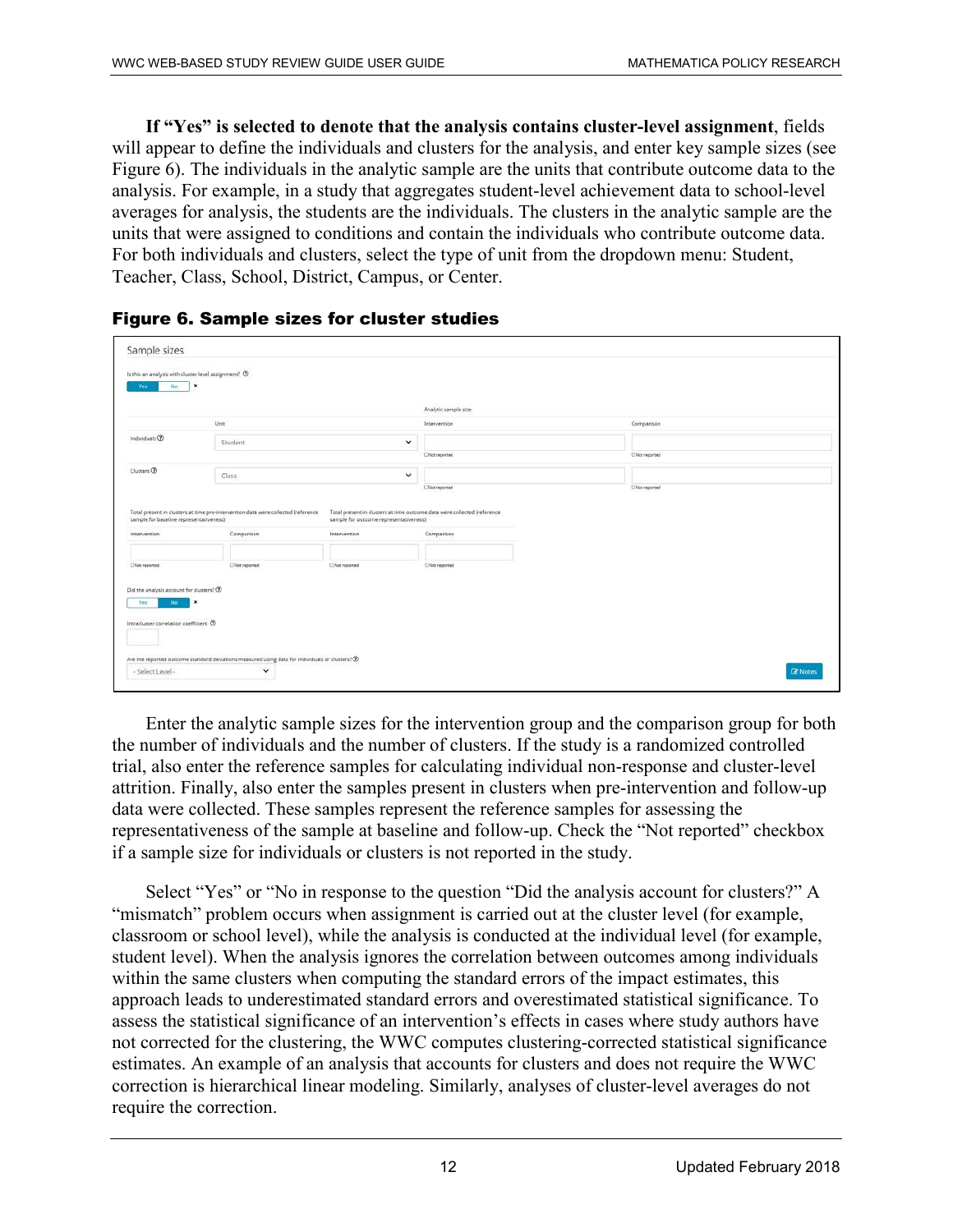**If "Yes" is selected to denote that the analysis contains cluster-level assignment**, fields will appear to define the individuals and clusters for the analysis, and enter key sample sizes (see Figure 6). The individuals in the analytic sample are the units that contribute outcome data to the analysis. For example, in a study that aggregates student-level achievement data to school-level averages for analysis, the students are the individuals. The clusters in the analytic sample are the units that were assigned to conditions and contain the individuals who contribute outcome data. For both individuals and clusters, select the type of unit from the dropdown menu: Student, Teacher, Class, School, District, Campus, or Center.

**Figure 6. Sample sizes for cluster studies**

Enter the analytic sample sizes for the intervention group and the comparison group for both the number of individuals and the number of clusters. If the study is a randomized controlled trial, also enter the reference samples for calculating individual non-response and cluster-level attrition. Finally, also enter the samples present in clusters when pre-intervention and follow-up data were collected. These samples represent the reference samples for assessing the representativeness of the sample at baseline and follow-up. Check the "Not reported" checkbox if a sample size for individuals or clusters is not reported in the study.

Select "Yes" or "No in response to the question "Did the analysis account for clusters?" A "mismatch" problem occurs when assignment is carried out at the cluster level (for example, classroom or school level), while the analysis is conducted at the individual level (for example, student level). When the analysis ignores the correlation between outcomes among individuals within the same clusters when computing the standard errors of the impact estimates, this approach leads to underestimated standard errors and overestimated statistical significance. To assess the statistical significance of an intervention's effects in cases where study authors have not corrected for the clustering, the WWC computes clustering-corrected statistical significance estimates. An example of an analysis that accounts for clusters and does not require the WWC correction is hierarchical linear modeling. Similarly, analyses of cluster-level averages do not require the correction.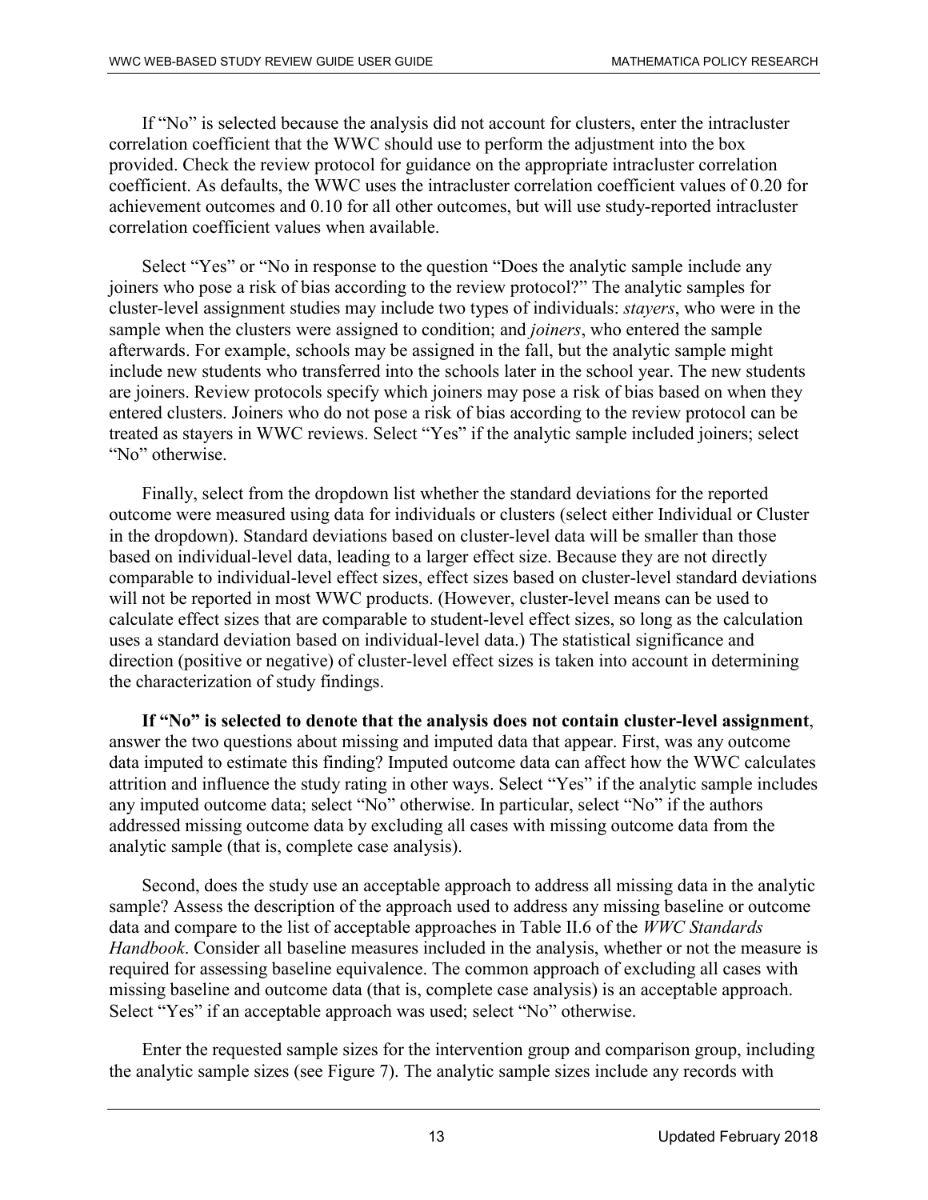If "No" is selected because the analysis did not account for clusters, enter the intracluster correlation coefficient that the WWC should use to perform the adjustment into the box provided. Check the review protocol for guidance on the appropriate intracluster correlation coefficient. As defaults, the WWC uses the intracluster correlation coefficient values of 0.20 for achievement outcomes and 0.10 for all other outcomes, but will use study-reported intracluster correlation coefficient values when available.

Select "Yes" or "No in response to the question "Does the analytic sample include any joiners who pose a risk of bias according to the review protocol?" The analytic samples for cluster-level assignment studies may include two types of individuals: *stayers*, who were in the sample when the clusters were assigned to condition; and *joiners*, who entered the sample afterwards. For example, schools may be assigned in the fall, but the analytic sample might include new students who transferred into the schools later in the school year. The new students are joiners. Review protocols specify which joiners may pose a risk of bias based on when they entered clusters. Joiners who do not pose a risk of bias according to the review protocol can be treated as stayers in WWC reviews. Select "Yes" if the analytic sample included joiners; select "No" otherwise.

Finally, select from the dropdown list whether the standard deviations for the reported outcome were measured using data for individuals or clusters (select either Individual or Cluster in the dropdown). Standard deviations based on cluster-level data will be smaller than those based on individual-level data, leading to a larger effect size. Because they are not directly comparable to individual-level effect sizes, effect sizes based on cluster-level standard deviations will not be reported in most WWC products. (However, cluster-level means can be used to calculate effect sizes that are comparable to student-level effect sizes, so long as the calculation uses a standard deviation based on individual-level data.) The statistical significance and direction (positive or negative) of cluster-level effect sizes is taken into account in determining the characterization of study findings.

**If "No" is selected to denote that the analysis does not contain cluster-level assignment**, answer the two questions about missing and imputed data that appear. First, was any outcome data imputed to estimate this finding? Imputed outcome data can affect how the WWC calculates attrition and influence the study rating in other ways. Select "Yes" if the analytic sample includes any imputed outcome data; select "No" otherwise. In particular, select "No" if the authors addressed missing outcome data by excluding all cases with missing outcome data from the analytic sample (that is, complete case analysis).

Second, does the study use an acceptable approach to address all missing data in the analytic sample? Assess the description of the approach used to address any missing baseline or outcome data and compare to the list of acceptable approaches in Table II.6 of the *WWC Standards Handbook*. Consider all baseline measures included in the analysis, whether or not the measure is required for assessing baseline equivalence. The common approach of excluding all cases with missing baseline and outcome data (that is, complete case analysis) is an acceptable approach. Select "Yes" if an acceptable approach was used; select "No" otherwise.

Enter the requested sample sizes for the intervention group and comparison group, including the analytic sample sizes (see Figure 7). The analytic sample sizes include any records with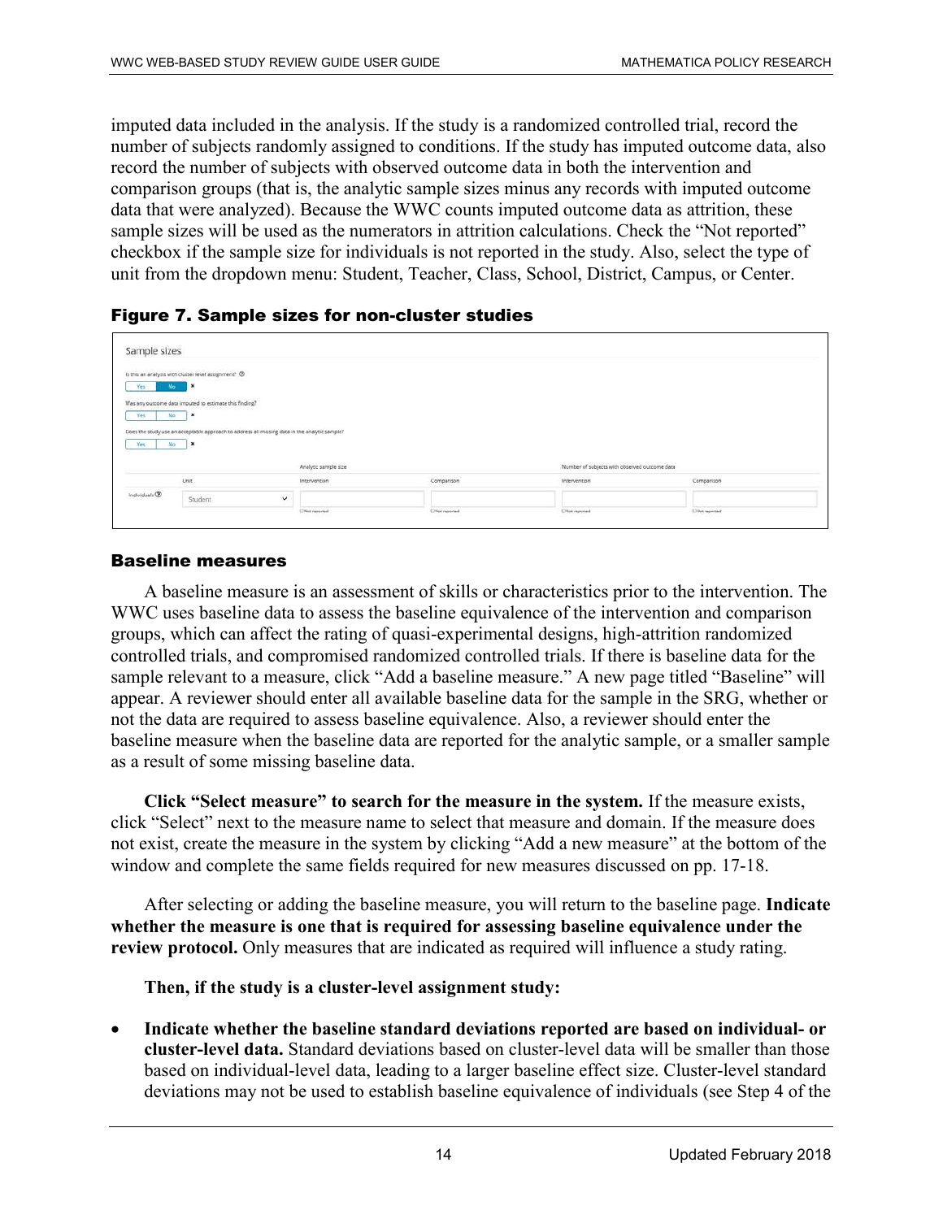imputed data included in the analysis. If the study is a randomized controlled trial, record the number of subjects randomly assigned to conditions. If the study has imputed outcome data, also record the number of subjects with observed outcome data in both the intervention and comparison groups (that is, the analytic sample sizes minus any records with imputed outcome data that were analyzed). Because the WWC counts imputed outcome data as attrition, these sample sizes will be used as the numerators in attrition calculations. Check the "Not reported" checkbox if the sample size for individuals is not reported in the study. Also, select the type of unit from the dropdown menu: Student, Teacher, Class, School, District, Campus, or Center.

**Figure 7. Sample sizes for non-cluster studies**

Sample sizes

Is this an analysis with cluster level assignment? ⓘ

Yes | No | ×

Was any outcome data imputed to estimate this finding?

Yes | No | ×

Does the study use an acceptable approach to address all missing data in the analytic sample?

Yes | No | ×

| | | Analytic sample size | | Number of subjects with observed outcome data | |
|---|---|---|---|---|---|
| | Unit | Intervention | Comparison | Intervention | Comparison |
| Individuals ⓘ | Student | ☐ Not reported | ☐ Not reported | ☐ Not reported | ☐ Not reported |

### Baseline measures

A baseline measure is an assessment of skills or characteristics prior to the intervention. The WWC uses baseline data to assess the baseline equivalence of the intervention and comparison groups, which can affect the rating of quasi-experimental designs, high-attrition randomized controlled trials, and compromised randomized controlled trials. If there is baseline data for the sample relevant to a measure, click "Add a baseline measure." A new page titled "Baseline" will appear. A reviewer should enter all available baseline data for the sample in the SRG, whether or not the data are required to assess baseline equivalence. Also, a reviewer should enter the baseline measure when the baseline data are reported for the analytic sample, or a smaller sample as a result of some missing baseline data.

**Click "Select measure" to search for the measure in the system.** If the measure exists, click "Select" next to the measure name to select that measure and domain. If the measure does not exist, create the measure in the system by clicking "Add a new measure" at the bottom of the window and complete the same fields required for new measures discussed on pp. 17-18.

After selecting or adding the baseline measure, you will return to the baseline page. **Indicate whether the measure is one that is required for assessing baseline equivalence under the review protocol.** Only measures that are indicated as required will influence a study rating.

**Then, if the study is a cluster-level assignment study:**

- **Indicate whether the baseline standard deviations reported are based on individual- or cluster-level data.** Standard deviations based on cluster-level data will be smaller than those based on individual-level data, leading to a larger baseline effect size. Cluster-level standard deviations may not be used to establish baseline equivalence of individuals (see Step 4 of the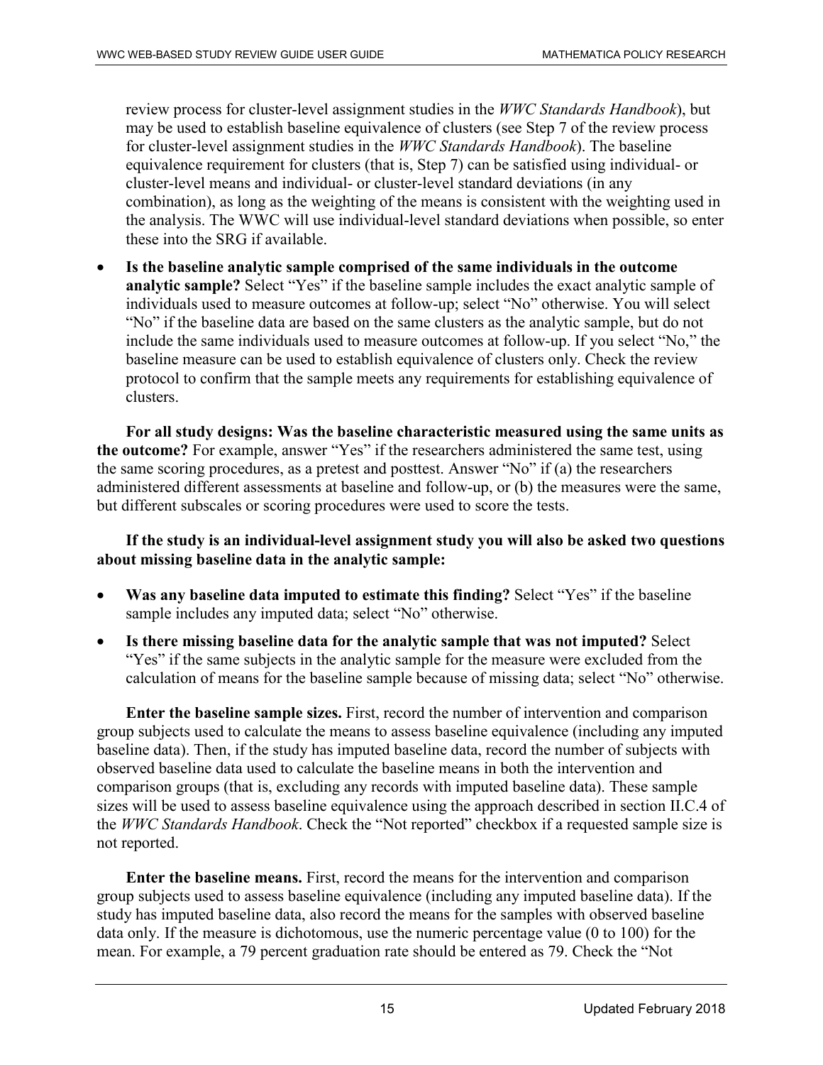review process for cluster-level assignment studies in the *WWC Standards Handbook*), but may be used to establish baseline equivalence of clusters (see Step 7 of the review process for cluster-level assignment studies in the *WWC Standards Handbook*). The baseline equivalence requirement for clusters (that is, Step 7) can be satisfied using individual- or cluster-level means and individual- or cluster-level standard deviations (in any combination), as long as the weighting of the means is consistent with the weighting used in the analysis. The WWC will use individual-level standard deviations when possible, so enter these into the SRG if available.

- **Is the baseline analytic sample comprised of the same individuals in the outcome analytic sample?** Select "Yes" if the baseline sample includes the exact analytic sample of individuals used to measure outcomes at follow-up; select "No" otherwise. You will select "No" if the baseline data are based on the same clusters as the analytic sample, but do not include the same individuals used to measure outcomes at follow-up. If you select "No," the baseline measure can be used to establish equivalence of clusters only. Check the review protocol to confirm that the sample meets any requirements for establishing equivalence of clusters.

**For all study designs: Was the baseline characteristic measured using the same units as the outcome?** For example, answer "Yes" if the researchers administered the same test, using the same scoring procedures, as a pretest and posttest. Answer "No" if (a) the researchers administered different assessments at baseline and follow-up, or (b) the measures were the same, but different subscales or scoring procedures were used to score the tests.

**If the study is an individual-level assignment study you will also be asked two questions about missing baseline data in the analytic sample:**

- **Was any baseline data imputed to estimate this finding?** Select "Yes" if the baseline sample includes any imputed data; select "No" otherwise.
- **Is there missing baseline data for the analytic sample that was not imputed?** Select "Yes" if the same subjects in the analytic sample for the measure were excluded from the calculation of means for the baseline sample because of missing data; select "No" otherwise.

**Enter the baseline sample sizes.** First, record the number of intervention and comparison group subjects used to calculate the means to assess baseline equivalence (including any imputed baseline data). Then, if the study has imputed baseline data, record the number of subjects with observed baseline data used to calculate the baseline means in both the intervention and comparison groups (that is, excluding any records with imputed baseline data). These sample sizes will be used to assess baseline equivalence using the approach described in section II.C.4 of the *WWC Standards Handbook*. Check the "Not reported" checkbox if a requested sample size is not reported.

**Enter the baseline means.** First, record the means for the intervention and comparison group subjects used to assess baseline equivalence (including any imputed baseline data). If the study has imputed baseline data, also record the means for the samples with observed baseline data only. If the measure is dichotomous, use the numeric percentage value (0 to 100) for the mean. For example, a 79 percent graduation rate should be entered as 79. Check the "Not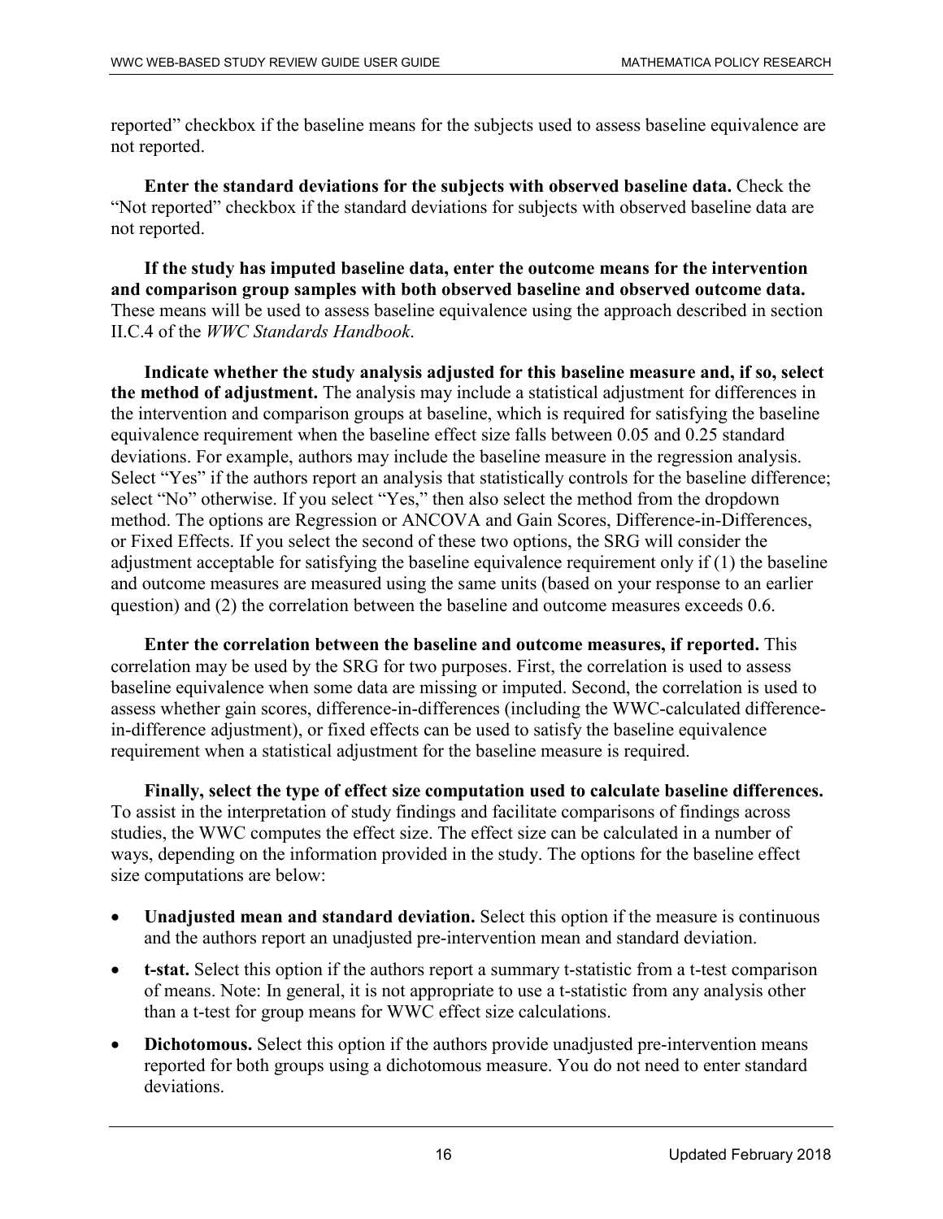reported" checkbox if the baseline means for the subjects used to assess baseline equivalence are not reported.

**Enter the standard deviations for the subjects with observed baseline data.** Check the "Not reported" checkbox if the standard deviations for subjects with observed baseline data are not reported.

**If the study has imputed baseline data, enter the outcome means for the intervention and comparison group samples with both observed baseline and observed outcome data.** These means will be used to assess baseline equivalence using the approach described in section II.C.4 of the *WWC Standards Handbook*.

**Indicate whether the study analysis adjusted for this baseline measure and, if so, select the method of adjustment.** The analysis may include a statistical adjustment for differences in the intervention and comparison groups at baseline, which is required for satisfying the baseline equivalence requirement when the baseline effect size falls between 0.05 and 0.25 standard deviations. For example, authors may include the baseline measure in the regression analysis. Select "Yes" if the authors report an analysis that statistically controls for the baseline difference; select "No" otherwise. If you select "Yes," then also select the method from the dropdown method. The options are Regression or ANCOVA and Gain Scores, Difference-in-Differences, or Fixed Effects. If you select the second of these two options, the SRG will consider the adjustment acceptable for satisfying the baseline equivalence requirement only if (1) the baseline and outcome measures are measured using the same units (based on your response to an earlier question) and (2) the correlation between the baseline and outcome measures exceeds 0.6.

**Enter the correlation between the baseline and outcome measures, if reported.** This correlation may be used by the SRG for two purposes. First, the correlation is used to assess baseline equivalence when some data are missing or imputed. Second, the correlation is used to assess whether gain scores, difference-in-differences (including the WWC-calculated difference-in-difference adjustment), or fixed effects can be used to satisfy the baseline equivalence requirement when a statistical adjustment for the baseline measure is required.

**Finally, select the type of effect size computation used to calculate baseline differences.** To assist in the interpretation of study findings and facilitate comparisons of findings across studies, the WWC computes the effect size. The effect size can be calculated in a number of ways, depending on the information provided in the study. The options for the baseline effect size computations are below:

- **Unadjusted mean and standard deviation.** Select this option if the measure is continuous and the authors report an unadjusted pre-intervention mean and standard deviation.
- **t-stat.** Select this option if the authors report a summary t-statistic from a t-test comparison of means. Note: In general, it is not appropriate to use a t-statistic from any analysis other than a t-test for group means for WWC effect size calculations.
- **Dichotomous.** Select this option if the authors provide unadjusted pre-intervention means reported for both groups using a dichotomous measure. You do not need to enter standard deviations.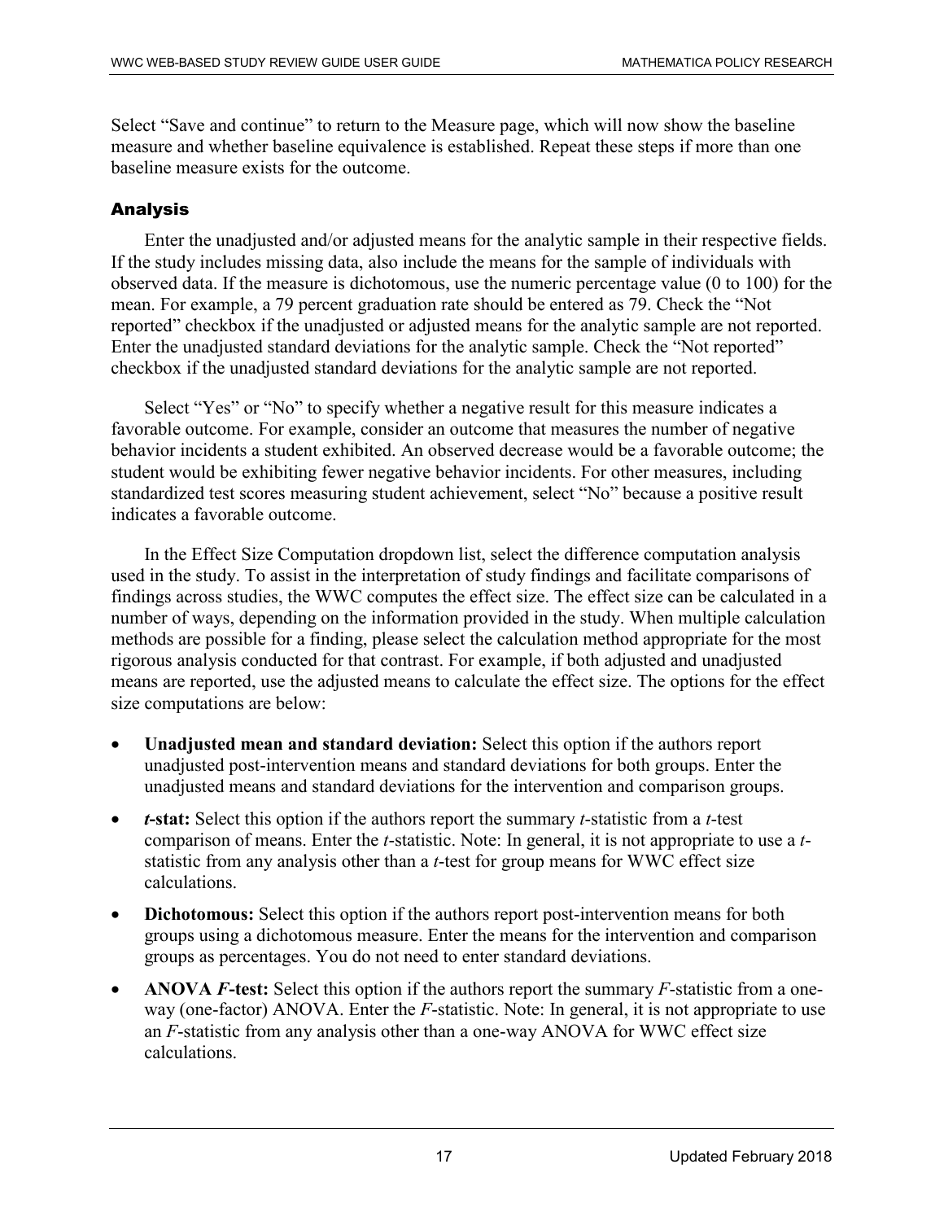Select "Save and continue" to return to the Measure page, which will now show the baseline measure and whether baseline equivalence is established. Repeat these steps if more than one baseline measure exists for the outcome.

### Analysis

Enter the unadjusted and/or adjusted means for the analytic sample in their respective fields. If the study includes missing data, also include the means for the sample of individuals with observed data. If the measure is dichotomous, use the numeric percentage value (0 to 100) for the mean. For example, a 79 percent graduation rate should be entered as 79. Check the "Not reported" checkbox if the unadjusted or adjusted means for the analytic sample are not reported. Enter the unadjusted standard deviations for the analytic sample. Check the "Not reported" checkbox if the unadjusted standard deviations for the analytic sample are not reported.

Select "Yes" or "No" to specify whether a negative result for this measure indicates a favorable outcome. For example, consider an outcome that measures the number of negative behavior incidents a student exhibited. An observed decrease would be a favorable outcome; the student would be exhibiting fewer negative behavior incidents. For other measures, including standardized test scores measuring student achievement, select "No" because a positive result indicates a favorable outcome.

In the Effect Size Computation dropdown list, select the difference computation analysis used in the study. To assist in the interpretation of study findings and facilitate comparisons of findings across studies, the WWC computes the effect size. The effect size can be calculated in a number of ways, depending on the information provided in the study. When multiple calculation methods are possible for a finding, please select the calculation method appropriate for the most rigorous analysis conducted for that contrast. For example, if both adjusted and unadjusted means are reported, use the adjusted means to calculate the effect size. The options for the effect size computations are below:

- **Unadjusted mean and standard deviation:** Select this option if the authors report unadjusted post-intervention means and standard deviations for both groups. Enter the unadjusted means and standard deviations for the intervention and comparison groups.
- ***t*-stat:** Select this option if the authors report the summary *t*-statistic from a *t*-test comparison of means. Enter the *t*-statistic. Note: In general, it is not appropriate to use a *t*-statistic from any analysis other than a *t*-test for group means for WWC effect size calculations.
- **Dichotomous:** Select this option if the authors report post-intervention means for both groups using a dichotomous measure. Enter the means for the intervention and comparison groups as percentages. You do not need to enter standard deviations.
- **ANOVA *F*-test:** Select this option if the authors report the summary *F*-statistic from a one-way (one-factor) ANOVA. Enter the *F*-statistic. Note: In general, it is not appropriate to use an *F*-statistic from any analysis other than a one-way ANOVA for WWC effect size calculations.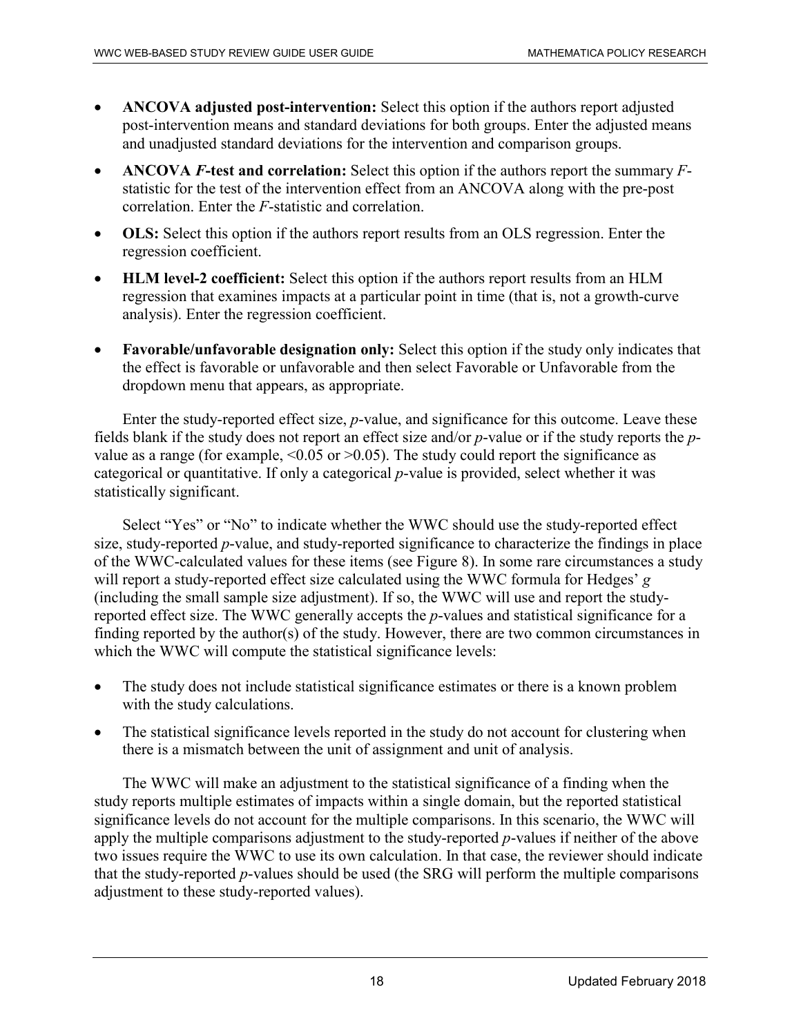- **ANCOVA adjusted post-intervention:** Select this option if the authors report adjusted post-intervention means and standard deviations for both groups. Enter the adjusted means and unadjusted standard deviations for the intervention and comparison groups.
- **ANCOVA *F*-test and correlation:** Select this option if the authors report the summary *F*-statistic for the test of the intervention effect from an ANCOVA along with the pre-post correlation. Enter the *F*-statistic and correlation.
- **OLS:** Select this option if the authors report results from an OLS regression. Enter the regression coefficient.
- **HLM level-2 coefficient:** Select this option if the authors report results from an HLM regression that examines impacts at a particular point in time (that is, not a growth-curve analysis). Enter the regression coefficient.
- **Favorable/unfavorable designation only:** Select this option if the study only indicates that the effect is favorable or unfavorable and then select Favorable or Unfavorable from the dropdown menu that appears, as appropriate.

Enter the study-reported effect size, *p*-value, and significance for this outcome. Leave these fields blank if the study does not report an effect size and/or *p*-value or if the study reports the *p*-value as a range (for example, <0.05 or >0.05). The study could report the significance as categorical or quantitative. If only a categorical *p*-value is provided, select whether it was statistically significant.

Select "Yes" or "No" to indicate whether the WWC should use the study-reported effect size, study-reported *p*-value, and study-reported significance to characterize the findings in place of the WWC-calculated values for these items (see Figure 8). In some rare circumstances a study will report a study-reported effect size calculated using the WWC formula for Hedges' *g* (including the small sample size adjustment). If so, the WWC will use and report the study-reported effect size. The WWC generally accepts the *p*-values and statistical significance for a finding reported by the author(s) of the study. However, there are two common circumstances in which the WWC will compute the statistical significance levels:

- The study does not include statistical significance estimates or there is a known problem with the study calculations.
- The statistical significance levels reported in the study do not account for clustering when there is a mismatch between the unit of assignment and unit of analysis.

The WWC will make an adjustment to the statistical significance of a finding when the study reports multiple estimates of impacts within a single domain, but the reported statistical significance levels do not account for the multiple comparisons. In this scenario, the WWC will apply the multiple comparisons adjustment to the study-reported *p*-values if neither of the above two issues require the WWC to use its own calculation. In that case, the reviewer should indicate that the study-reported *p*-values should be used (the SRG will perform the multiple comparisons adjustment to these study-reported values).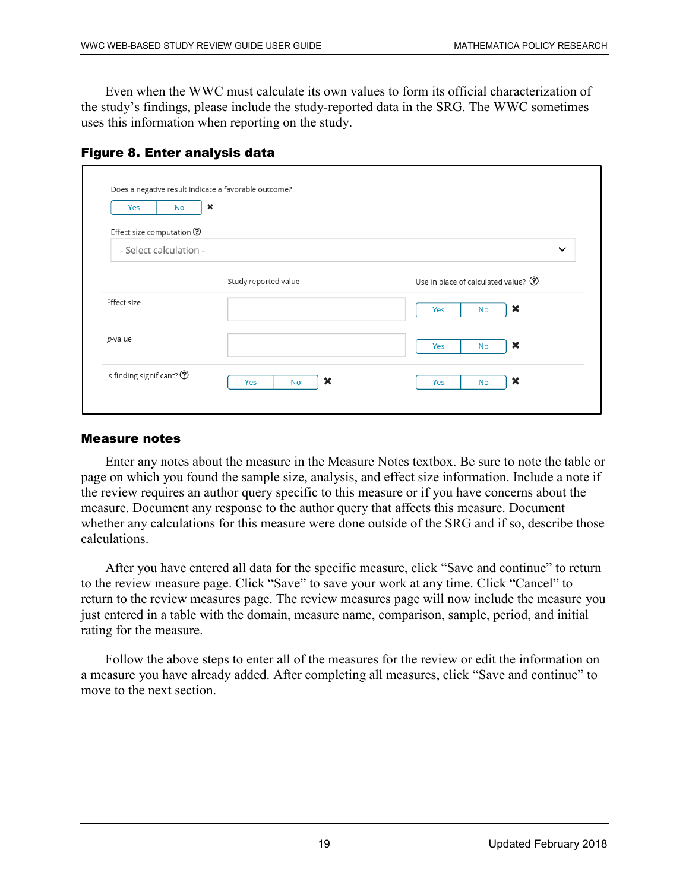Even when the WWC must calculate its own values to form its official characterization of the study's findings, please include the study-reported data in the SRG. The WWC sometimes uses this information when reporting on the study.

**Figure 8. Enter analysis data**

Does a negative result indicate a favorable outcome?

Yes | No ✖

Effect size computation ⓘ

- Select calculation -

| | Study reported value | Use in place of calculated value? ⓘ |
|---|---|---|
| Effect size | | Yes / No ✖ |
| *p*-value | | Yes / No ✖ |
| Is finding significant? ⓘ | Yes / No ✖ | Yes / No ✖ |

### Measure notes

Enter any notes about the measure in the Measure Notes textbox. Be sure to note the table or page on which you found the sample size, analysis, and effect size information. Include a note if the review requires an author query specific to this measure or if you have concerns about the measure. Document any response to the author query that affects this measure. Document whether any calculations for this measure were done outside of the SRG and if so, describe those calculations.

After you have entered all data for the specific measure, click "Save and continue" to return to the review measure page. Click "Save" to save your work at any time. Click "Cancel" to return to the review measures page. The review measures page will now include the measure you just entered in a table with the domain, measure name, comparison, sample, period, and initial rating for the measure.

Follow the above steps to enter all of the measures for the review or edit the information on a measure you have already added. After completing all measures, click "Save and continue" to move to the next section.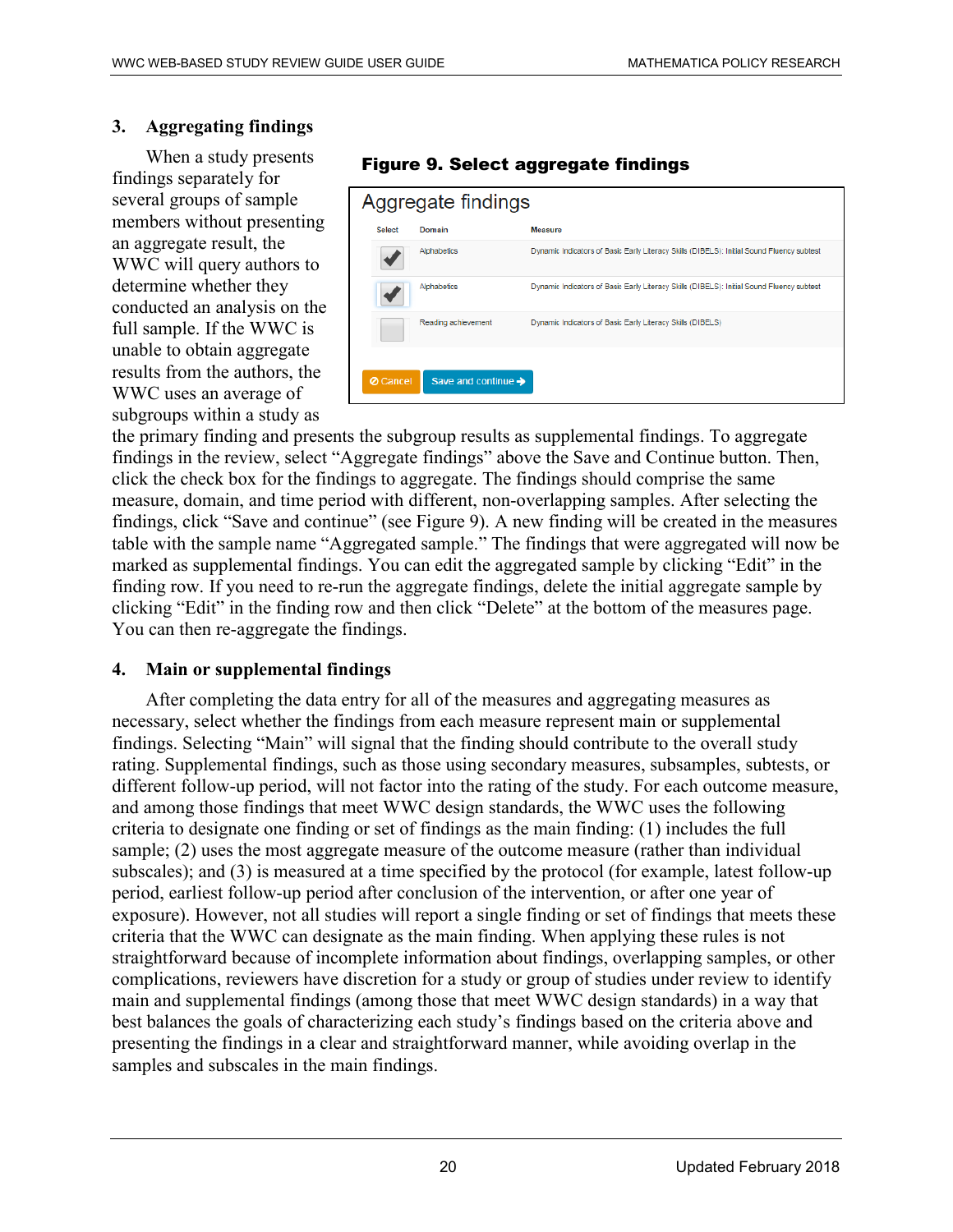### 3. Aggregating findings

When a study presents findings separately for several groups of sample members without presenting an aggregate result, the WWC will query authors to determine whether they conducted an analysis on the full sample. If the WWC is unable to obtain aggregate results from the authors, the WWC uses an average of subgroups within a study as the primary finding and presents the subgroup results as supplemental findings. To aggregate findings in the review, select "Aggregate findings" above the Save and Continue button. Then, click the check box for the findings to aggregate. The findings should comprise the same measure, domain, and time period with different, non-overlapping samples. After selecting the findings, click "Save and continue" (see Figure 9). A new finding will be created in the measures table with the sample name "Aggregated sample." The findings that were aggregated will now be marked as supplemental findings. You can edit the aggregated sample by clicking "Edit" in the finding row. If you need to re-run the aggregate findings, delete the initial aggregate sample by clicking "Edit" in the finding row and then click "Delete" at the bottom of the measures page. You can then re-aggregate the findings.

**Figure 9. Select aggregate findings**

Aggregate findings

| Select | Domain | Measure |
|---|---|---|
| ✔ | Alphabetics | Dynamic Indicators of Basic Early Literacy Skills (DIBELS): Initial Sound Fluency subtest |
| ✔ | Alphabetics | Dynamic Indicators of Basic Early Literacy Skills (DIBELS): Initial Sound Fluency subtest |
| | Reading achievement | Dynamic Indicators of Basic Early Literacy Skills (DIBELS) |

Cancel | Save and continue

### 4. Main or supplemental findings

After completing the data entry for all of the measures and aggregating measures as necessary, select whether the findings from each measure represent main or supplemental findings. Selecting "Main" will signal that the finding should contribute to the overall study rating. Supplemental findings, such as those using secondary measures, subsamples, subtests, or different follow-up period, will not factor into the rating of the study. For each outcome measure, and among those findings that meet WWC design standards, the WWC uses the following criteria to designate one finding or set of findings as the main finding: (1) includes the full sample; (2) uses the most aggregate measure of the outcome measure (rather than individual subscales); and (3) is measured at a time specified by the protocol (for example, latest follow-up period, earliest follow-up period after conclusion of the intervention, or after one year of exposure). However, not all studies will report a single finding or set of findings that meets these criteria that the WWC can designate as the main finding. When applying these rules is not straightforward because of incomplete information about findings, overlapping samples, or other complications, reviewers have discretion for a study or group of studies under review to identify main and supplemental findings (among those that meet WWC design standards) in a way that best balances the goals of characterizing each study's findings based on the criteria above and presenting the findings in a clear and straightforward manner, while avoiding overlap in the samples and subscales in the main findings.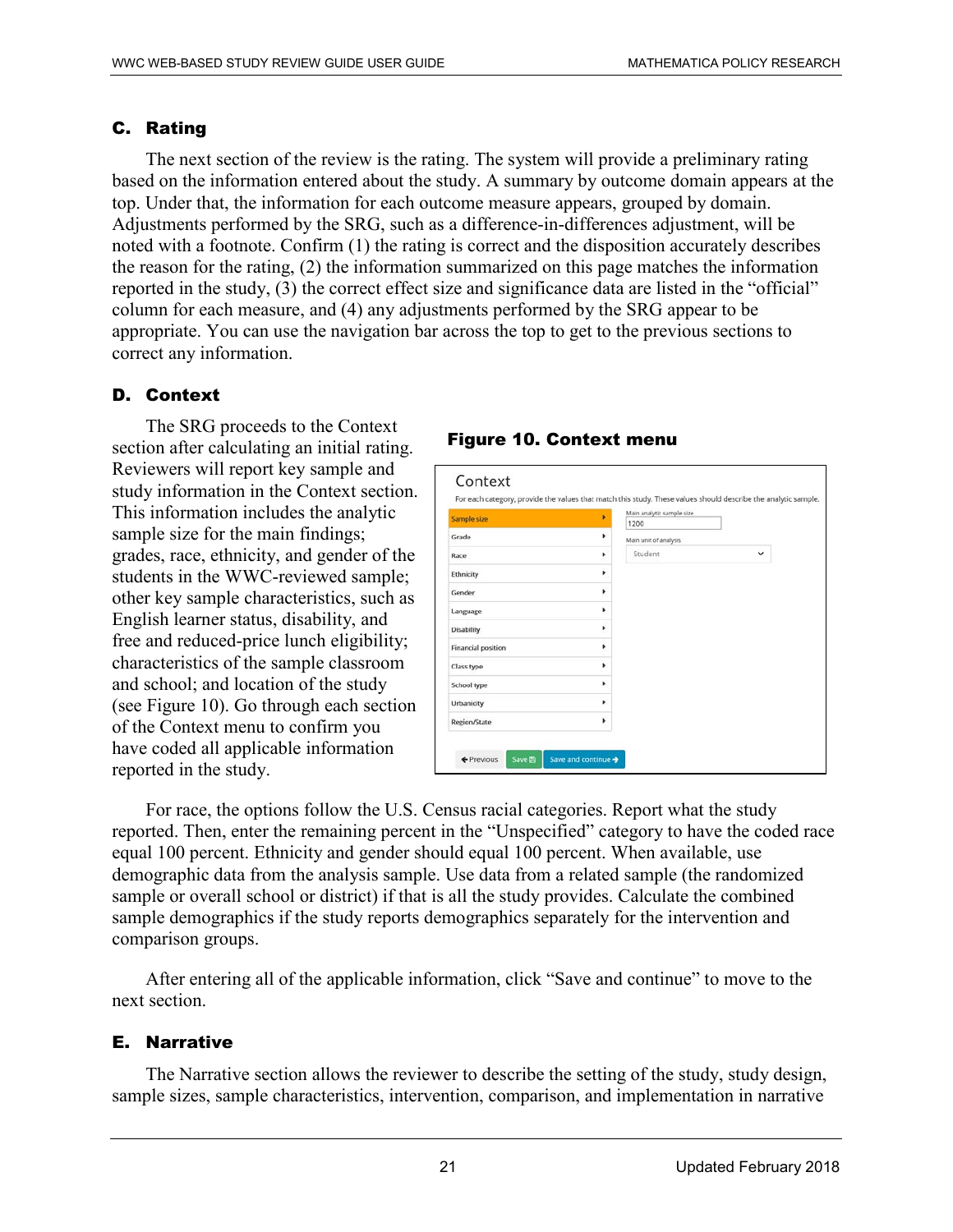## C. Rating

The next section of the review is the rating. The system will provide a preliminary rating based on the information entered about the study. A summary by outcome domain appears at the top. Under that, the information for each outcome measure appears, grouped by domain. Adjustments performed by the SRG, such as a difference-in-differences adjustment, will be noted with a footnote. Confirm (1) the rating is correct and the disposition accurately describes the reason for the rating, (2) the information summarized on this page matches the information reported in the study, (3) the correct effect size and significance data are listed in the "official" column for each measure, and (4) any adjustments performed by the SRG appear to be appropriate. You can use the navigation bar across the top to get to the previous sections to correct any information.

## D. Context

The SRG proceeds to the Context section after calculating an initial rating. Reviewers will report key sample and study information in the Context section. This information includes the analytic sample size for the main findings; grades, race, ethnicity, and gender of the students in the WWC-reviewed sample; other key sample characteristics, such as English learner status, disability, and free and reduced-price lunch eligibility; characteristics of the sample classroom and school; and location of the study (see Figure 10). Go through each section of the Context menu to confirm you have coded all applicable information reported in the study.

**Figure 10. Context menu**

For race, the options follow the U.S. Census racial categories. Report what the study reported. Then, enter the remaining percent in the "Unspecified" category to have the coded race equal 100 percent. Ethnicity and gender should equal 100 percent. When available, use demographic data from the analysis sample. Use data from a related sample (the randomized sample or overall school or district) if that is all the study provides. Calculate the combined sample demographics if the study reports demographics separately for the intervention and comparison groups.

After entering all of the applicable information, click "Save and continue" to move to the next section.

## E. Narrative

The Narrative section allows the reviewer to describe the setting of the study, study design, sample sizes, sample characteristics, intervention, comparison, and implementation in narrative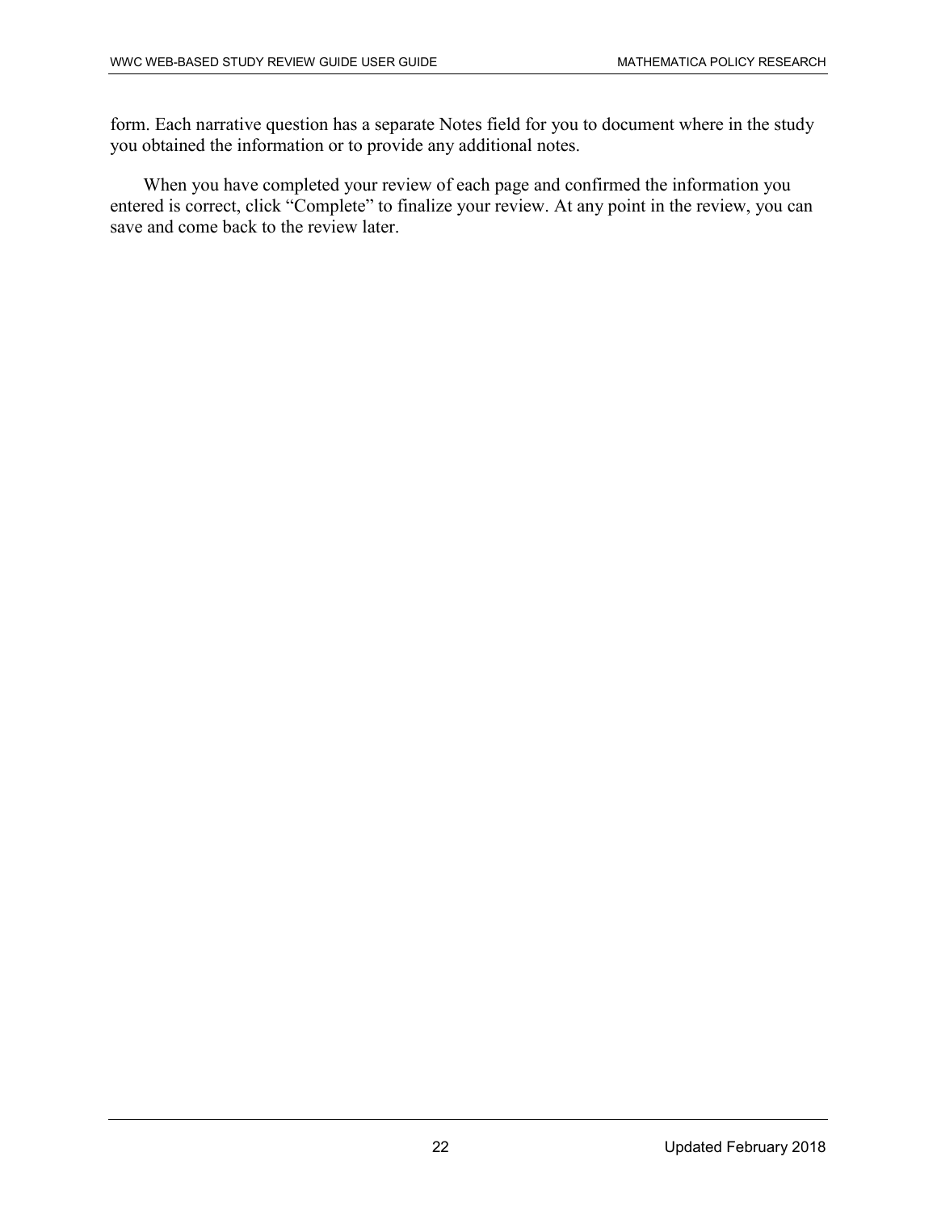form. Each narrative question has a separate Notes field for you to document where in the study you obtained the information or to provide any additional notes.

When you have completed your review of each page and confirmed the information you entered is correct, click “Complete” to finalize your review. At any point in the review, you can save and come back to the review later.